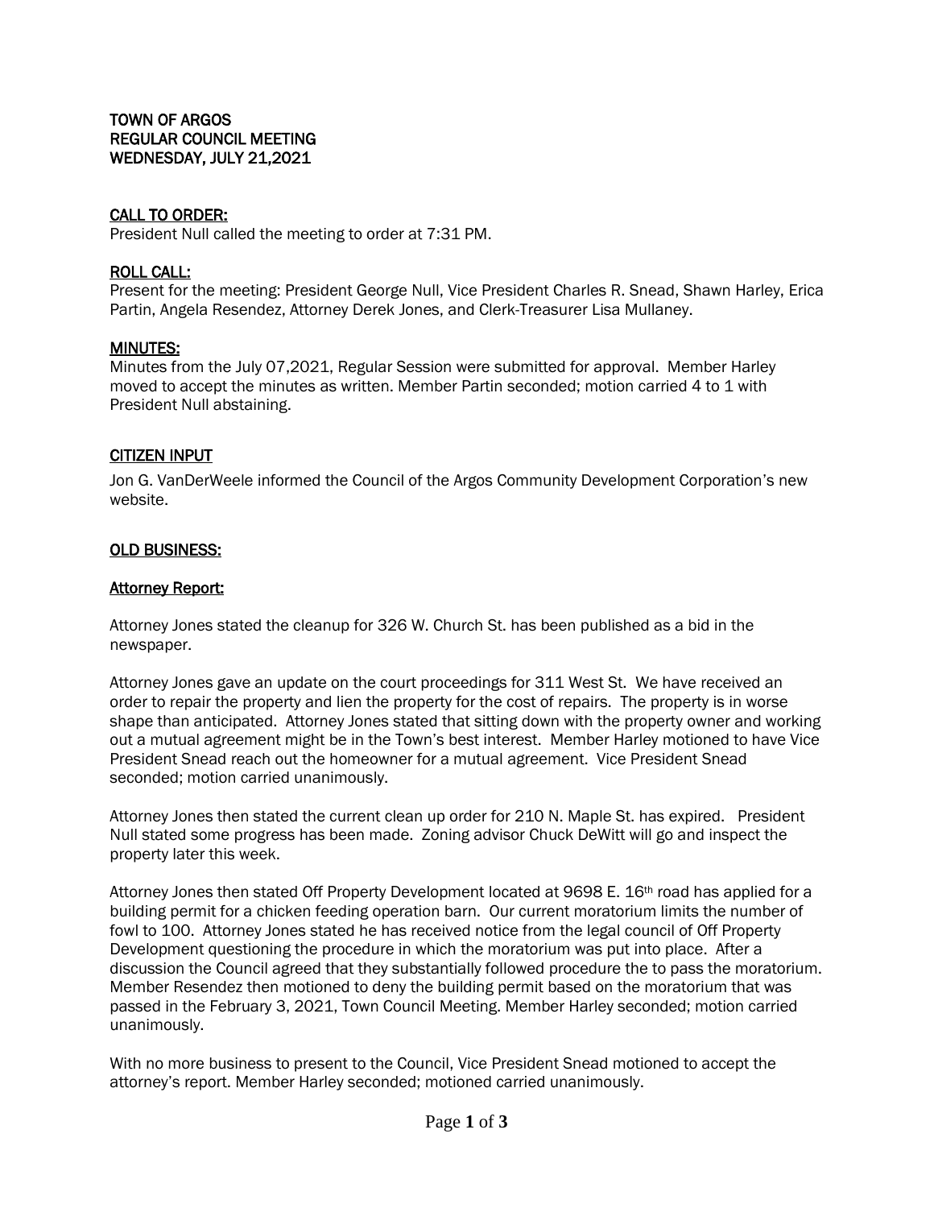**TOWN OF ARGOS**
**REGULAR COUNCIL MEETING**
**WEDNESDAY, JULY 21,2021**

**CALL TO ORDER:**

President Null called the meeting to order at 7:31 PM.

**ROLL CALL:**

Present for the meeting: President George Null, Vice President Charles R. Snead, Shawn Harley, Erica Partin, Angela Resendez, Attorney Derek Jones, and Clerk-Treasurer Lisa Mullaney.

**MINUTES:**

Minutes from the July 07,2021, Regular Session were submitted for approval. Member Harley moved to accept the minutes as written. Member Partin seconded; motion carried 4 to 1 with President Null abstaining.

**CITIZEN INPUT**

Jon G. VanDerWeele informed the Council of the Argos Community Development Corporation's new website.

**OLD BUSINESS:**

**Attorney Report:**

Attorney Jones stated the cleanup for 326 W. Church St. has been published as a bid in the newspaper.

Attorney Jones gave an update on the court proceedings for 311 West St. We have received an order to repair the property and lien the property for the cost of repairs. The property is in worse shape than anticipated. Attorney Jones stated that sitting down with the property owner and working out a mutual agreement might be in the Town's best interest. Member Harley motioned to have Vice President Snead reach out the homeowner for a mutual agreement. Vice President Snead seconded; motion carried unanimously.

Attorney Jones then stated the current clean up order for 210 N. Maple St. has expired. President Null stated some progress has been made. Zoning advisor Chuck DeWitt will go and inspect the property later this week.

Attorney Jones then stated Off Property Development located at 9698 E. 16th road has applied for a building permit for a chicken feeding operation barn. Our current moratorium limits the number of fowl to 100. Attorney Jones stated he has received notice from the legal council of Off Property Development questioning the procedure in which the moratorium was put into place. After a discussion the Council agreed that they substantially followed procedure the to pass the moratorium. Member Resendez then motioned to deny the building permit based on the moratorium that was passed in the February 3, 2021, Town Council Meeting. Member Harley seconded; motion carried unanimously.

With no more business to present to the Council, Vice President Snead motioned to accept the attorney's report. Member Harley seconded; motioned carried unanimously.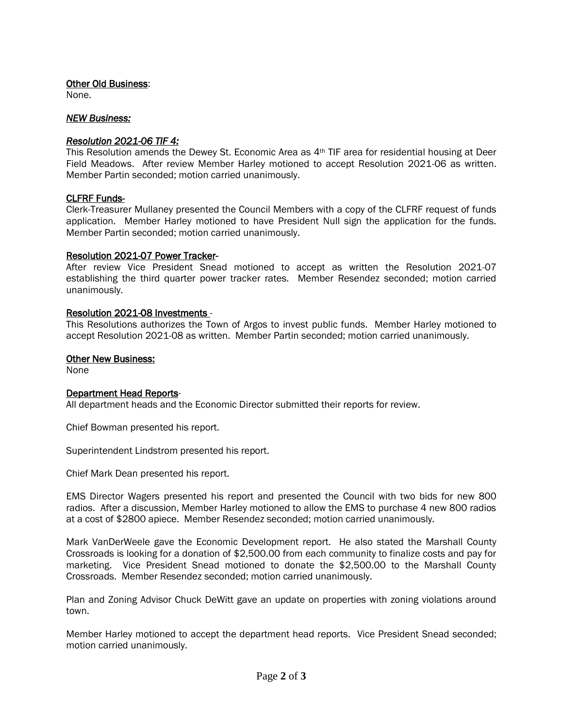Other Old Business:
None.

***NEW Business:***

***Resolution 2021-06 TIF 4:***
This Resolution amends the Dewey St. Economic Area as 4th TIF area for residential housing at Deer Field Meadows. After review Member Harley motioned to accept Resolution 2021-06 as written. Member Partin seconded; motion carried unanimously.

CLFRF Funds-
Clerk-Treasurer Mullaney presented the Council Members with a copy of the CLFRF request of funds application. Member Harley motioned to have President Null sign the application for the funds. Member Partin seconded; motion carried unanimously.

Resolution 2021-07 Power Tracker-
After review Vice President Snead motioned to accept as written the Resolution 2021-07 establishing the third quarter power tracker rates. Member Resendez seconded; motion carried unanimously.

Resolution 2021-08 Investments -
This Resolutions authorizes the Town of Argos to invest public funds. Member Harley motioned to accept Resolution 2021-08 as written. Member Partin seconded; motion carried unanimously.

Other New Business:
None

Department Head Reports-
All department heads and the Economic Director submitted their reports for review.

Chief Bowman presented his report.

Superintendent Lindstrom presented his report.

Chief Mark Dean presented his report.

EMS Director Wagers presented his report and presented the Council with two bids for new 800 radios. After a discussion, Member Harley motioned to allow the EMS to purchase 4 new 800 radios at a cost of $2800 apiece. Member Resendez seconded; motion carried unanimously.

Mark VanDerWeele gave the Economic Development report. He also stated the Marshall County Crossroads is looking for a donation of $2,500.00 from each community to finalize costs and pay for marketing. Vice President Snead motioned to donate the $2,500.00 to the Marshall County Crossroads. Member Resendez seconded; motion carried unanimously.

Plan and Zoning Advisor Chuck DeWitt gave an update on properties with zoning violations around town.

Member Harley motioned to accept the department head reports. Vice President Snead seconded; motion carried unanimously.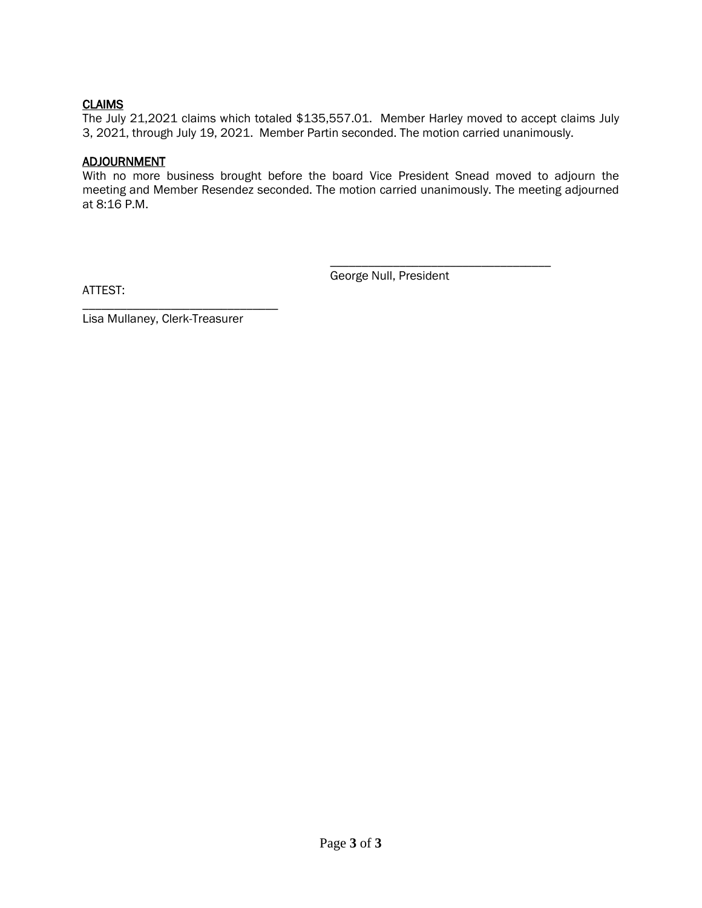**CLAIMS**

The July 21,2021 claims which totaled $135,557.01. Member Harley moved to accept claims July 3, 2021, through July 19, 2021. Member Partin seconded. The motion carried unanimously.

**ADJOURNMENT**

With no more business brought before the board Vice President Snead moved to adjourn the meeting and Member Resendez seconded. The motion carried unanimously. The meeting adjourned at 8:16 P.M.

\_\_\_\_\_\_\_\_\_\_\_\_\_\_\_\_\_\_\_\_\_\_\_\_\_\_\_\_\_\_\_\_\_\_\_

George Null, President

ATTEST:

\_\_\_\_\_\_\_\_\_\_\_\_\_\_\_\_\_\_\_\_\_\_\_\_\_\_\_\_\_\_\_\_\_\_\_

Lisa Mullaney, Clerk-Treasurer